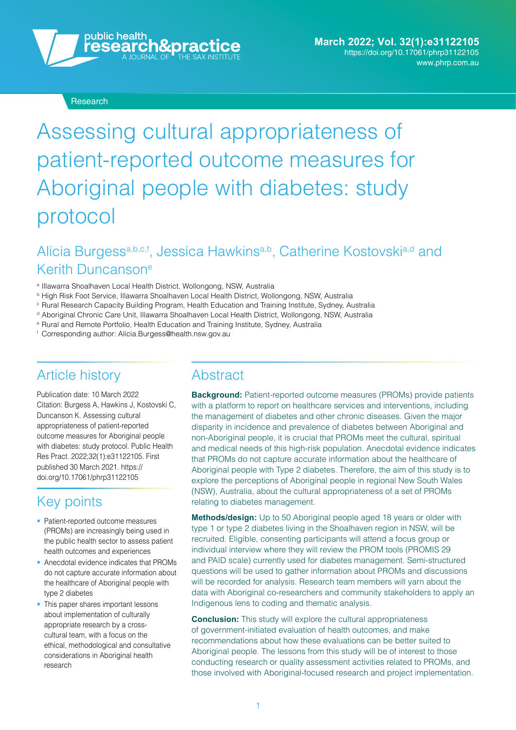Research

# Assessing cultural appropriateness of patient-reported outcome measures for Aboriginal people with diabetes: study protocol

Alicia Burgess[a,b,c,f], Jessica Hawkins[a,b], Catherine Kostovski[a,d] and Kerith Duncanson[e]

[a] Illawarra Shoalhaven Local Health District, Wollongong, NSW, Australia
[b] High Risk Foot Service, Illawarra Shoalhaven Local Health District, Wollongong, NSW, Australia
[c] Rural Research Capacity Building Program, Health Education and Training Institute, Sydney, Australia
[d] Aboriginal Chronic Care Unit, Illawarra Shoalhaven Local Health District, Wollongong, NSW, Australia
[e] Rural and Remote Portfolio, Health Education and Training Institute, Sydney, Australia
[f] Corresponding author: Alicia.Burgess@health.nsw.gov.au

## Article history

Publication date: 10 March 2022
Citation: Burgess A, Hawkins J, Kostovski C, Duncanson K. Assessing cultural appropriateness of patient-reported outcome measures for Aboriginal people with diabetes: study protocol. Public Health Res Pract. 2022;32(1):e31122105. First published 30 March 2021. https://doi.org/10.17061/phrp31122105

## Key points

- Patient-reported outcome measures (PROMs) are increasingly being used in the public health sector to assess patient health outcomes and experiences
- Anecdotal evidence indicates that PROMs do not capture accurate information about the healthcare of Aboriginal people with type 2 diabetes
- This paper shares important lessons about implementation of culturally appropriate research by a cross-cultural team, with a focus on the ethical, methodological and consultative considerations in Aboriginal health research

## Abstract

**Background:** Patient-reported outcome measures (PROMs) provide patients with a platform to report on healthcare services and interventions, including the management of diabetes and other chronic diseases. Given the major disparity in incidence and prevalence of diabetes between Aboriginal and non-Aboriginal people, it is crucial that PROMs meet the cultural, spiritual and medical needs of this high-risk population. Anecdotal evidence indicates that PROMs do not capture accurate information about the healthcare of Aboriginal people with Type 2 diabetes. Therefore, the aim of this study is to explore the perceptions of Aboriginal people in regional New South Wales (NSW), Australia, about the cultural appropriateness of a set of PROMs relating to diabetes management.

**Methods/design:** Up to 50 Aboriginal people aged 18 years or older with type 1 or type 2 diabetes living in the Shoalhaven region in NSW, will be recruited. Eligible, consenting participants will attend a focus group or individual interview where they will review the PROM tools (PROMIS 29 and PAID scale) currently used for diabetes management. Semi-structured questions will be used to gather information about PROMs and discussions will be recorded for analysis. Research team members will yarn about the data with Aboriginal co-researchers and community stakeholders to apply an Indigenous lens to coding and thematic analysis.

**Conclusion:** This study will explore the cultural appropriateness of government-initiated evaluation of health outcomes, and make recommendations about how these evaluations can be better suited to Aboriginal people. The lessons from this study will be of interest to those conducting research or quality assessment activities related to PROMs, and those involved with Aboriginal-focused research and project implementation.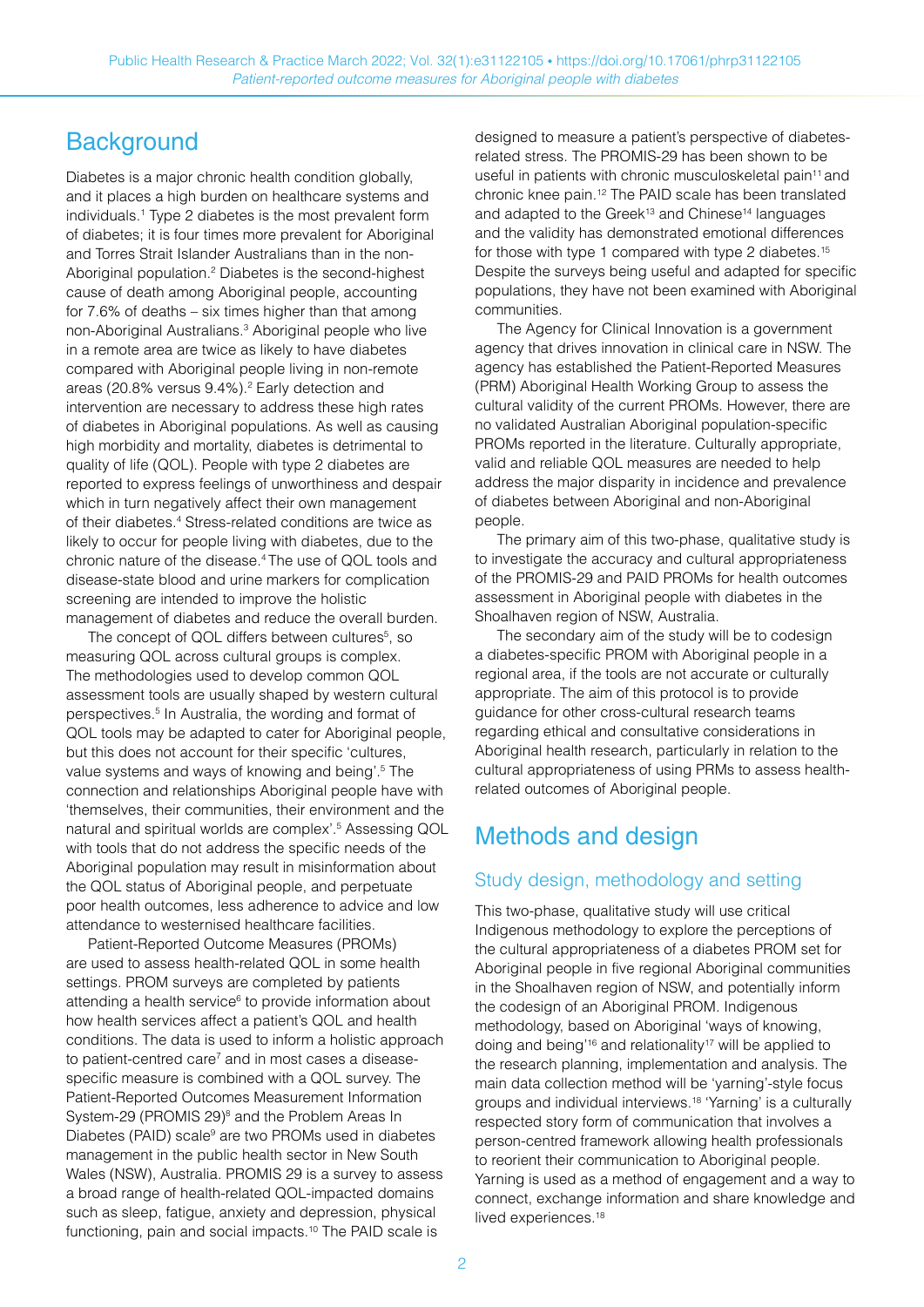## Background

Diabetes is a major chronic health condition globally, and it places a high burden on healthcare systems and individuals.[1] Type 2 diabetes is the most prevalent form of diabetes; it is four times more prevalent for Aboriginal and Torres Strait Islander Australians than in the non-Aboriginal population.[2] Diabetes is the second-highest cause of death among Aboriginal people, accounting for 7.6% of deaths – six times higher than that among non-Aboriginal Australians.[3] Aboriginal people who live in a remote area are twice as likely to have diabetes compared with Aboriginal people living in non-remote areas (20.8% versus 9.4%).[2] Early detection and intervention are necessary to address these high rates of diabetes in Aboriginal populations. As well as causing high morbidity and mortality, diabetes is detrimental to quality of life (QOL). People with type 2 diabetes are reported to express feelings of unworthiness and despair which in turn negatively affect their own management of their diabetes.[4] Stress-related conditions are twice as likely to occur for people living with diabetes, due to the chronic nature of the disease.[4] The use of QOL tools and disease-state blood and urine markers for complication screening are intended to improve the holistic management of diabetes and reduce the overall burden.

The concept of QOL differs between cultures[5], so measuring QOL across cultural groups is complex. The methodologies used to develop common QOL assessment tools are usually shaped by western cultural perspectives.[5] In Australia, the wording and format of QOL tools may be adapted to cater for Aboriginal people, but this does not account for their specific 'cultures, value systems and ways of knowing and being'.[5] The connection and relationships Aboriginal people have with 'themselves, their communities, their environment and the natural and spiritual worlds are complex'.[5] Assessing QOL with tools that do not address the specific needs of the Aboriginal population may result in misinformation about the QOL status of Aboriginal people, and perpetuate poor health outcomes, less adherence to advice and low attendance to westernised healthcare facilities.

Patient-Reported Outcome Measures (PROMs) are used to assess health-related QOL in some health settings. PROM surveys are completed by patients attending a health service[6] to provide information about how health services affect a patient's QOL and health conditions. The data is used to inform a holistic approach to patient-centred care[7] and in most cases a disease-specific measure is combined with a QOL survey. The Patient-Reported Outcomes Measurement Information System-29 (PROMIS 29)[8] and the Problem Areas In Diabetes (PAID) scale[9] are two PROMs used in diabetes management in the public health sector in New South Wales (NSW), Australia. PROMIS 29 is a survey to assess a broad range of health-related QOL-impacted domains such as sleep, fatigue, anxiety and depression, physical functioning, pain and social impacts.[10] The PAID scale is designed to measure a patient's perspective of diabetes-related stress. The PROMIS-29 has been shown to be useful in patients with chronic musculoskeletal pain[11] and chronic knee pain.[12] The PAID scale has been translated and adapted to the Greek[13] and Chinese[14] languages and the validity has demonstrated emotional differences for those with type 1 compared with type 2 diabetes.[15] Despite the surveys being useful and adapted for specific populations, they have not been examined with Aboriginal communities.

The Agency for Clinical Innovation is a government agency that drives innovation in clinical care in NSW. The agency has established the Patient-Reported Measures (PRM) Aboriginal Health Working Group to assess the cultural validity of the current PROMs. However, there are no validated Australian Aboriginal population-specific PROMs reported in the literature. Culturally appropriate, valid and reliable QOL measures are needed to help address the major disparity in incidence and prevalence of diabetes between Aboriginal and non-Aboriginal people.

The primary aim of this two-phase, qualitative study is to investigate the accuracy and cultural appropriateness of the PROMIS-29 and PAID PROMs for health outcomes assessment in Aboriginal people with diabetes in the Shoalhaven region of NSW, Australia.

The secondary aim of the study will be to codesign a diabetes-specific PROM with Aboriginal people in a regional area, if the tools are not accurate or culturally appropriate. The aim of this protocol is to provide guidance for other cross-cultural research teams regarding ethical and consultative considerations in Aboriginal health research, particularly in relation to the cultural appropriateness of using PRMs to assess health-related outcomes of Aboriginal people.

## Methods and design

### Study design, methodology and setting

This two-phase, qualitative study will use critical Indigenous methodology to explore the perceptions of the cultural appropriateness of a diabetes PROM set for Aboriginal people in five regional Aboriginal communities in the Shoalhaven region of NSW, and potentially inform the codesign of an Aboriginal PROM. Indigenous methodology, based on Aboriginal 'ways of knowing, doing and being'[16] and relationality[17] will be applied to the research planning, implementation and analysis. The main data collection method will be 'yarning'-style focus groups and individual interviews.[18] 'Yarning' is a culturally respected story form of communication that involves a person-centred framework allowing health professionals to reorient their communication to Aboriginal people. Yarning is used as a method of engagement and a way to connect, exchange information and share knowledge and lived experiences.[18]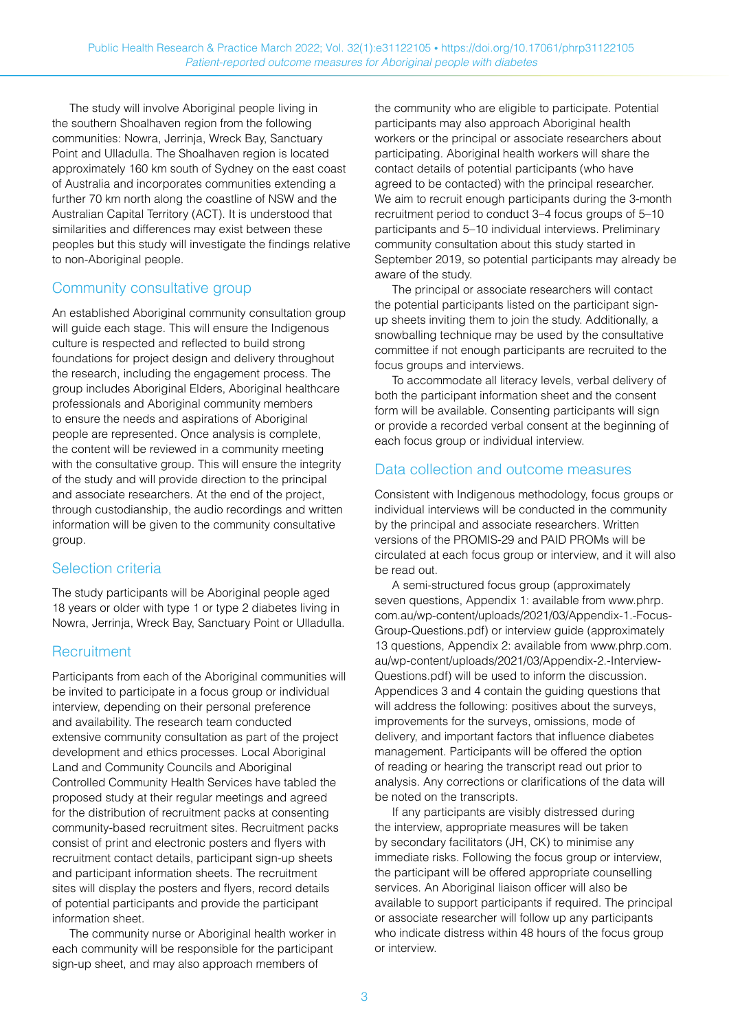The study will involve Aboriginal people living in the southern Shoalhaven region from the following communities: Nowra, Jerrinja, Wreck Bay, Sanctuary Point and Ulladulla. The Shoalhaven region is located approximately 160 km south of Sydney on the east coast of Australia and incorporates communities extending a further 70 km north along the coastline of NSW and the Australian Capital Territory (ACT). It is understood that similarities and differences may exist between these peoples but this study will investigate the findings relative to non-Aboriginal people.

## Community consultative group

An established Aboriginal community consultation group will guide each stage. This will ensure the Indigenous culture is respected and reflected to build strong foundations for project design and delivery throughout the research, including the engagement process. The group includes Aboriginal Elders, Aboriginal healthcare professionals and Aboriginal community members to ensure the needs and aspirations of Aboriginal people are represented. Once analysis is complete, the content will be reviewed in a community meeting with the consultative group. This will ensure the integrity of the study and will provide direction to the principal and associate researchers. At the end of the project, through custodianship, the audio recordings and written information will be given to the community consultative group.

## Selection criteria

The study participants will be Aboriginal people aged 18 years or older with type 1 or type 2 diabetes living in Nowra, Jerrinja, Wreck Bay, Sanctuary Point or Ulladulla.

## Recruitment

Participants from each of the Aboriginal communities will be invited to participate in a focus group or individual interview, depending on their personal preference and availability. The research team conducted extensive community consultation as part of the project development and ethics processes. Local Aboriginal Land and Community Councils and Aboriginal Controlled Community Health Services have tabled the proposed study at their regular meetings and agreed for the distribution of recruitment packs at consenting community-based recruitment sites. Recruitment packs consist of print and electronic posters and flyers with recruitment contact details, participant sign-up sheets and participant information sheets. The recruitment sites will display the posters and flyers, record details of potential participants and provide the participant information sheet.

The community nurse or Aboriginal health worker in each community will be responsible for the participant sign-up sheet, and may also approach members of the community who are eligible to participate. Potential participants may also approach Aboriginal health workers or the principal or associate researchers about participating. Aboriginal health workers will share the contact details of potential participants (who have agreed to be contacted) with the principal researcher. We aim to recruit enough participants during the 3-month recruitment period to conduct 3–4 focus groups of 5–10 participants and 5–10 individual interviews. Preliminary community consultation about this study started in September 2019, so potential participants may already be aware of the study.

The principal or associate researchers will contact the potential participants listed on the participant sign-up sheets inviting them to join the study. Additionally, a snowballing technique may be used by the consultative committee if not enough participants are recruited to the focus groups and interviews.

To accommodate all literacy levels, verbal delivery of both the participant information sheet and the consent form will be available. Consenting participants will sign or provide a recorded verbal consent at the beginning of each focus group or individual interview.

## Data collection and outcome measures

Consistent with Indigenous methodology, focus groups or individual interviews will be conducted in the community by the principal and associate researchers. Written versions of the PROMIS-29 and PAID PROMs will be circulated at each focus group or interview, and it will also be read out.

A semi-structured focus group (approximately seven questions, Appendix 1: available from www.phrp.com.au/wp-content/uploads/2021/03/Appendix-1.-Focus-Group-Questions.pdf) or interview guide (approximately 13 questions, Appendix 2: available from www.phrp.com.au/wp-content/uploads/2021/03/Appendix-2.-Interview-Questions.pdf) will be used to inform the discussion. Appendices 3 and 4 contain the guiding questions that will address the following: positives about the surveys, improvements for the surveys, omissions, mode of delivery, and important factors that influence diabetes management. Participants will be offered the option of reading or hearing the transcript read out prior to analysis. Any corrections or clarifications of the data will be noted on the transcripts.

If any participants are visibly distressed during the interview, appropriate measures will be taken by secondary facilitators (JH, CK) to minimise any immediate risks. Following the focus group or interview, the participant will be offered appropriate counselling services. An Aboriginal liaison officer will also be available to support participants if required. The principal or associate researcher will follow up any participants who indicate distress within 48 hours of the focus group or interview.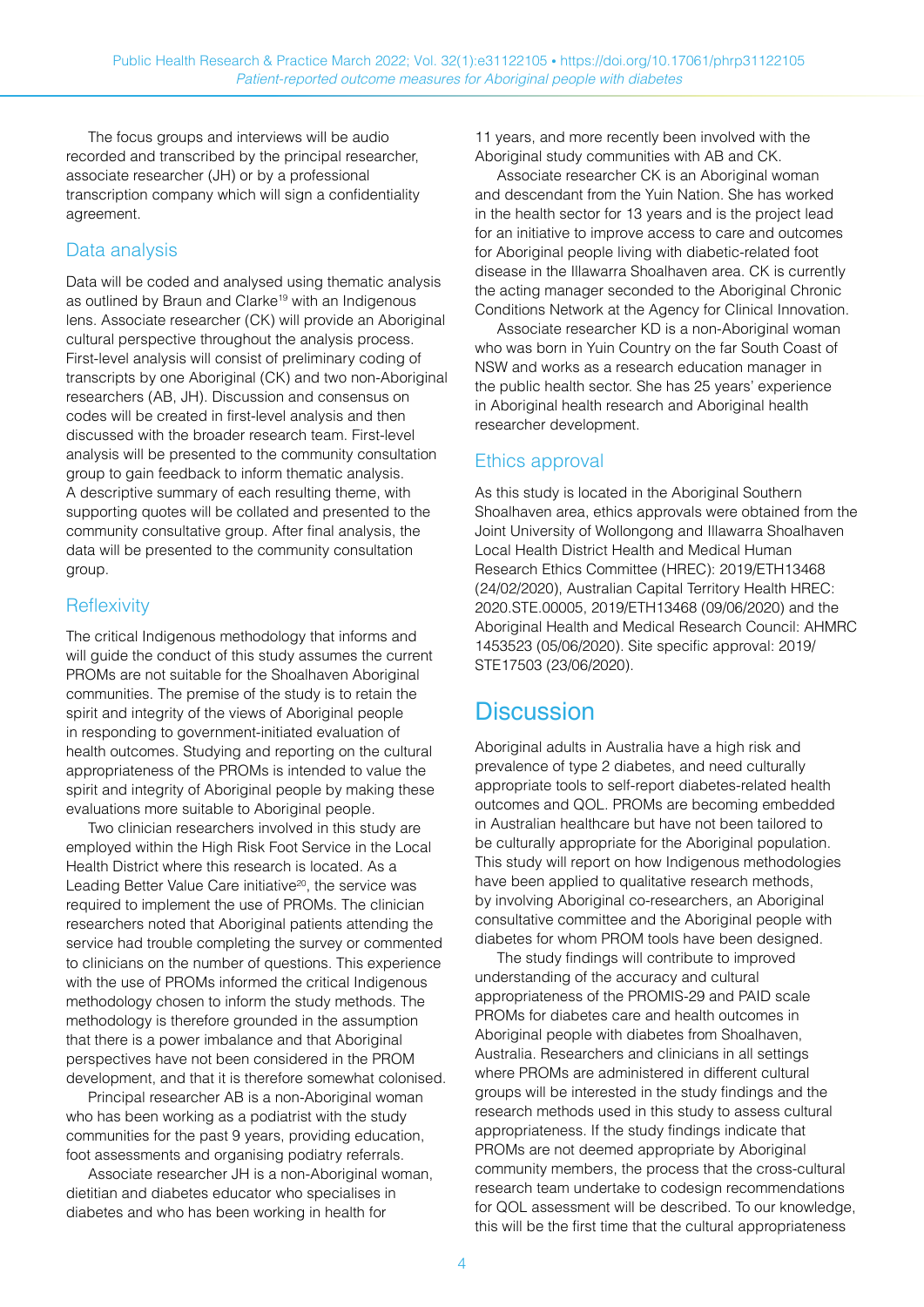The focus groups and interviews will be audio recorded and transcribed by the principal researcher, associate researcher (JH) or by a professional transcription company which will sign a confidentiality agreement.

## Data analysis

Data will be coded and analysed using thematic analysis as outlined by Braun and Clarke[19] with an Indigenous lens. Associate researcher (CK) will provide an Aboriginal cultural perspective throughout the analysis process. First-level analysis will consist of preliminary coding of transcripts by one Aboriginal (CK) and two non-Aboriginal researchers (AB, JH). Discussion and consensus on codes will be created in first-level analysis and then discussed with the broader research team. First-level analysis will be presented to the community consultation group to gain feedback to inform thematic analysis. A descriptive summary of each resulting theme, with supporting quotes will be collated and presented to the community consultative group. After final analysis, the data will be presented to the community consultation group.

## Reflexivity

The critical Indigenous methodology that informs and will guide the conduct of this study assumes the current PROMs are not suitable for the Shoalhaven Aboriginal communities. The premise of the study is to retain the spirit and integrity of the views of Aboriginal people in responding to government-initiated evaluation of health outcomes. Studying and reporting on the cultural appropriateness of the PROMs is intended to value the spirit and integrity of Aboriginal people by making these evaluations more suitable to Aboriginal people.

Two clinician researchers involved in this study are employed within the High Risk Foot Service in the Local Health District where this research is located. As a Leading Better Value Care initiative[20], the service was required to implement the use of PROMs. The clinician researchers noted that Aboriginal patients attending the service had trouble completing the survey or commented to clinicians on the number of questions. This experience with the use of PROMs informed the critical Indigenous methodology chosen to inform the study methods. The methodology is therefore grounded in the assumption that there is a power imbalance and that Aboriginal perspectives have not been considered in the PROM development, and that it is therefore somewhat colonised.

Principal researcher AB is a non-Aboriginal woman who has been working as a podiatrist with the study communities for the past 9 years, providing education, foot assessments and organising podiatry referrals.

Associate researcher JH is a non-Aboriginal woman, dietitian and diabetes educator who specialises in diabetes and who has been working in health for 11 years, and more recently been involved with the Aboriginal study communities with AB and CK.

Associate researcher CK is an Aboriginal woman and descendant from the Yuin Nation. She has worked in the health sector for 13 years and is the project lead for an initiative to improve access to care and outcomes for Aboriginal people living with diabetic-related foot disease in the Illawarra Shoalhaven area. CK is currently the acting manager seconded to the Aboriginal Chronic Conditions Network at the Agency for Clinical Innovation.

Associate researcher KD is a non-Aboriginal woman who was born in Yuin Country on the far South Coast of NSW and works as a research education manager in the public health sector. She has 25 years' experience in Aboriginal health research and Aboriginal health researcher development.

## Ethics approval

As this study is located in the Aboriginal Southern Shoalhaven area, ethics approvals were obtained from the Joint University of Wollongong and Illawarra Shoalhaven Local Health District Health and Medical Human Research Ethics Committee (HREC): 2019/ETH13468 (24/02/2020), Australian Capital Territory Health HREC: 2020.STE.00005, 2019/ETH13468 (09/06/2020) and the Aboriginal Health and Medical Research Council: AHMRC 1453523 (05/06/2020). Site specific approval: 2019/STE17503 (23/06/2020).

# Discussion

Aboriginal adults in Australia have a high risk and prevalence of type 2 diabetes, and need culturally appropriate tools to self-report diabetes-related health outcomes and QOL. PROMs are becoming embedded in Australian healthcare but have not been tailored to be culturally appropriate for the Aboriginal population. This study will report on how Indigenous methodologies have been applied to qualitative research methods, by involving Aboriginal co-researchers, an Aboriginal consultative committee and the Aboriginal people with diabetes for whom PROM tools have been designed.

The study findings will contribute to improved understanding of the accuracy and cultural appropriateness of the PROMIS-29 and PAID scale PROMs for diabetes care and health outcomes in Aboriginal people with diabetes from Shoalhaven, Australia. Researchers and clinicians in all settings where PROMs are administered in different cultural groups will be interested in the study findings and the research methods used in this study to assess cultural appropriateness. If the study findings indicate that PROMs are not deemed appropriate by Aboriginal community members, the process that the cross-cultural research team undertake to codesign recommendations for QOL assessment will be described. To our knowledge, this will be the first time that the cultural appropriateness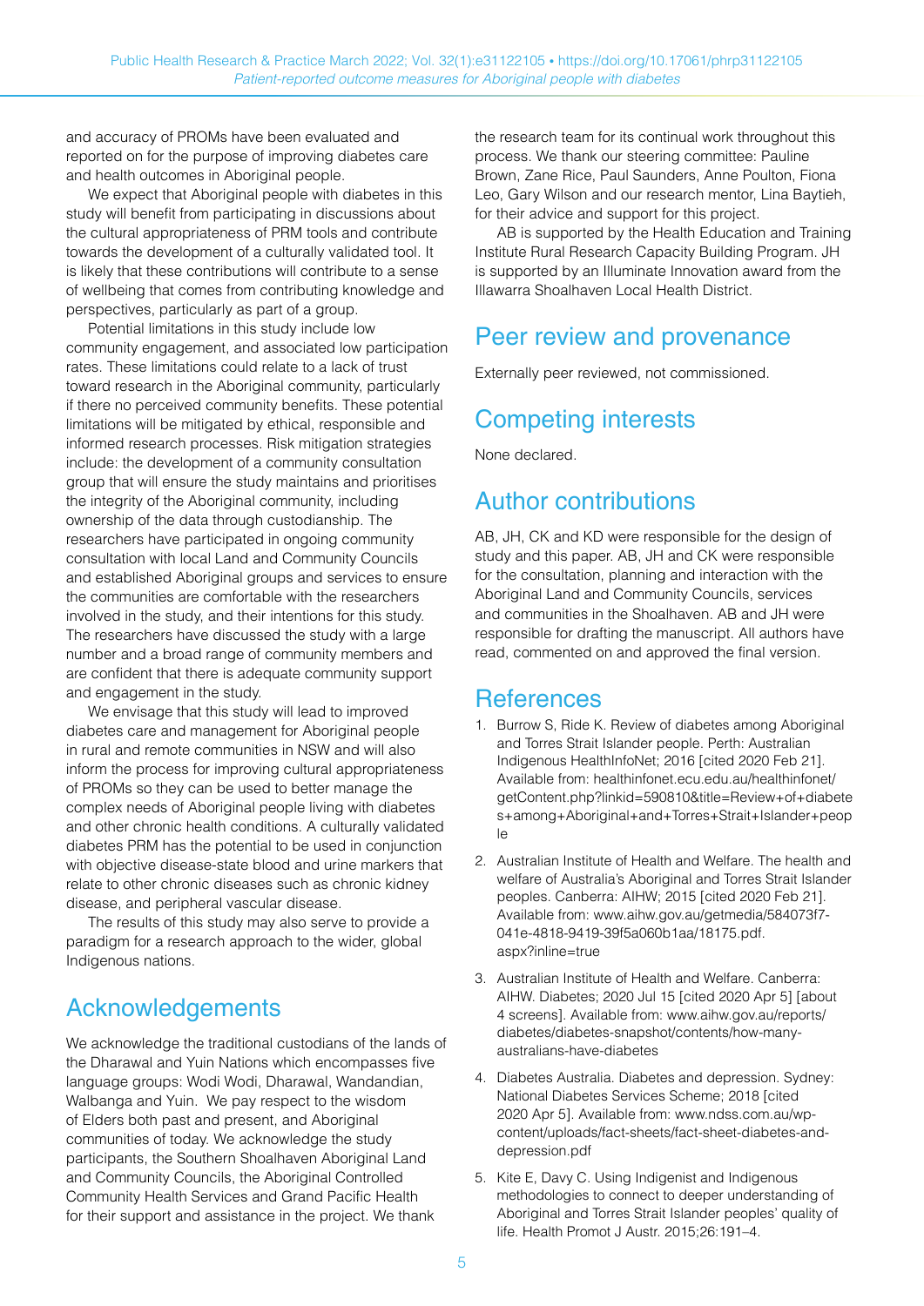and accuracy of PROMs have been evaluated and reported on for the purpose of improving diabetes care and health outcomes in Aboriginal people.

We expect that Aboriginal people with diabetes in this study will benefit from participating in discussions about the cultural appropriateness of PRM tools and contribute towards the development of a culturally validated tool. It is likely that these contributions will contribute to a sense of wellbeing that comes from contributing knowledge and perspectives, particularly as part of a group.

Potential limitations in this study include low community engagement, and associated low participation rates. These limitations could relate to a lack of trust toward research in the Aboriginal community, particularly if there no perceived community benefits. These potential limitations will be mitigated by ethical, responsible and informed research processes. Risk mitigation strategies include: the development of a community consultation group that will ensure the study maintains and prioritises the integrity of the Aboriginal community, including ownership of the data through custodianship. The researchers have participated in ongoing community consultation with local Land and Community Councils and established Aboriginal groups and services to ensure the communities are comfortable with the researchers involved in the study, and their intentions for this study. The researchers have discussed the study with a large number and a broad range of community members and are confident that there is adequate community support and engagement in the study.

We envisage that this study will lead to improved diabetes care and management for Aboriginal people in rural and remote communities in NSW and will also inform the process for improving cultural appropriateness of PROMs so they can be used to better manage the complex needs of Aboriginal people living with diabetes and other chronic health conditions. A culturally validated diabetes PRM has the potential to be used in conjunction with objective disease-state blood and urine markers that relate to other chronic diseases such as chronic kidney disease, and peripheral vascular disease.

The results of this study may also serve to provide a paradigm for a research approach to the wider, global Indigenous nations.

## Acknowledgements

We acknowledge the traditional custodians of the lands of the Dharawal and Yuin Nations which encompasses five language groups: Wodi Wodi, Dharawal, Wandandian, Walbanga and Yuin. We pay respect to the wisdom of Elders both past and present, and Aboriginal communities of today. We acknowledge the study participants, the Southern Shoalhaven Aboriginal Land and Community Councils, the Aboriginal Controlled Community Health Services and Grand Pacific Health for their support and assistance in the project. We thank the research team for its continual work throughout this process. We thank our steering committee: Pauline Brown, Zane Rice, Paul Saunders, Anne Poulton, Fiona Leo, Gary Wilson and our research mentor, Lina Baytieh, for their advice and support for this project.

AB is supported by the Health Education and Training Institute Rural Research Capacity Building Program. JH is supported by an Illuminate Innovation award from the Illawarra Shoalhaven Local Health District.

## Peer review and provenance

Externally peer reviewed, not commissioned.

## Competing interests

None declared.

## Author contributions

AB, JH, CK and KD were responsible for the design of study and this paper. AB, JH and CK were responsible for the consultation, planning and interaction with the Aboriginal Land and Community Councils, services and communities in the Shoalhaven. AB and JH were responsible for drafting the manuscript. All authors have read, commented on and approved the final version.

## References

1. Burrow S, Ride K. Review of diabetes among Aboriginal and Torres Strait Islander people. Perth: Australian Indigenous HealthInfoNet; 2016 [cited 2020 Feb 21]. Available from: healthinfonet.ecu.edu.au/healthinfonet/getContent.php?linkid=590810&title=Review+of+diabetes+among+Aboriginal+and+Torres+Strait+Islander+people

2. Australian Institute of Health and Welfare. The health and welfare of Australia's Aboriginal and Torres Strait Islander peoples. Canberra: AIHW; 2015 [cited 2020 Feb 21]. Available from: www.aihw.gov.au/getmedia/584073f7-041e-4818-9419-39f5a060b1aa/18175.pdf.aspx?inline=true

3. Australian Institute of Health and Welfare. Canberra: AIHW. Diabetes; 2020 Jul 15 [cited 2020 Apr 5] [about 4 screens]. Available from: www.aihw.gov.au/reports/diabetes/diabetes-snapshot/contents/how-many-australians-have-diabetes

4. Diabetes Australia. Diabetes and depression. Sydney: National Diabetes Services Scheme; 2018 [cited 2020 Apr 5]. Available from: www.ndss.com.au/wp-content/uploads/fact-sheets/fact-sheet-diabetes-and-depression.pdf

5. Kite E, Davy C. Using Indigenist and Indigenous methodologies to connect to deeper understanding of Aboriginal and Torres Strait Islander peoples' quality of life. Health Promot J Austr. 2015;26:191–4.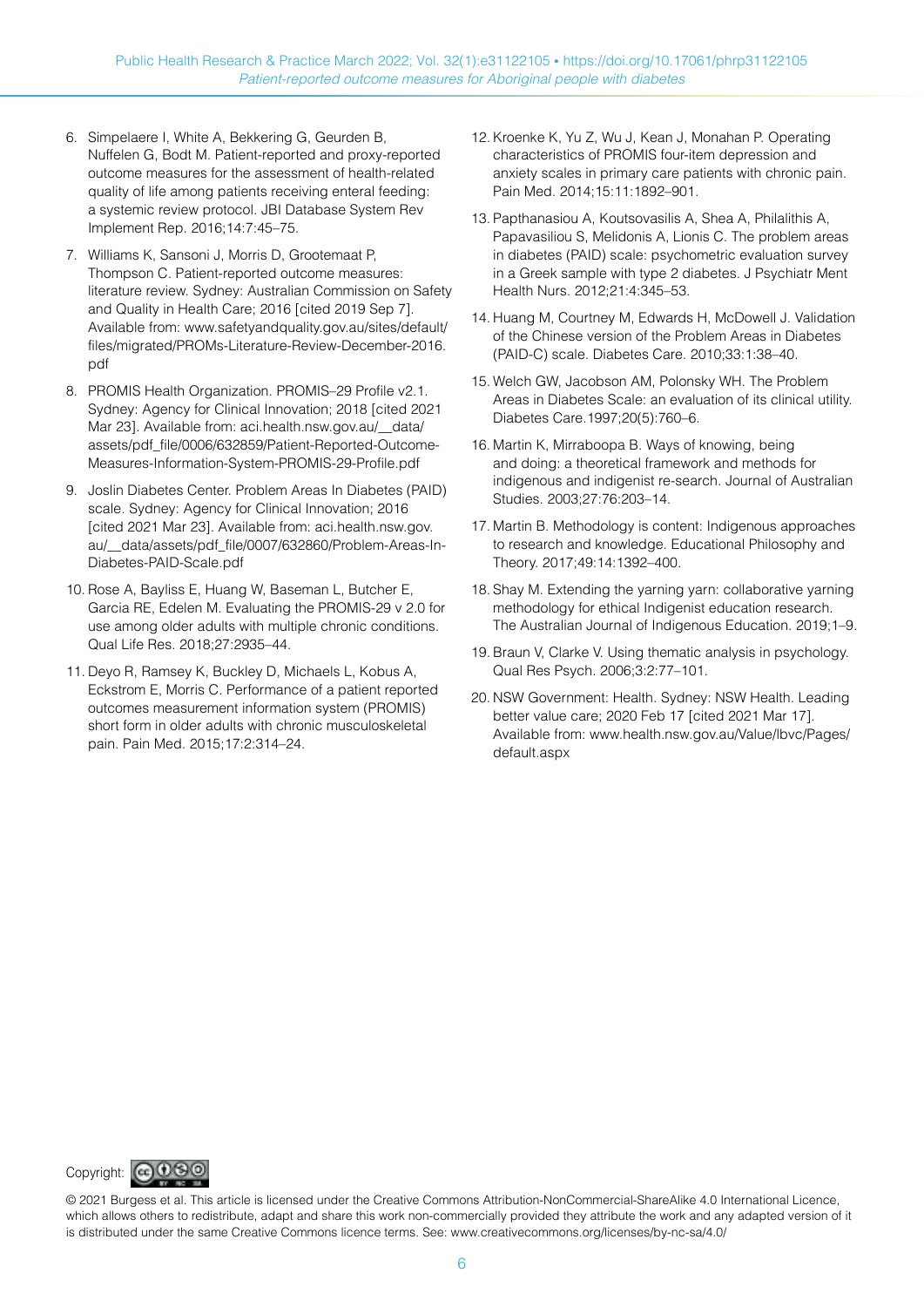6. Simpelaere I, White A, Bekkering G, Geurden B, Nuffelen G, Bodt M. Patient-reported and proxy-reported outcome measures for the assessment of health-related quality of life among patients receiving enteral feeding: a systemic review protocol. JBI Database System Rev Implement Rep. 2016;14:7:45–75.
7. Williams K, Sansoni J, Morris D, Grootemaat P, Thompson C. Patient-reported outcome measures: literature review. Sydney: Australian Commission on Safety and Quality in Health Care; 2016 [cited 2019 Sep 7]. Available from: www.safetyandquality.gov.au/sites/default/files/migrated/PROMs-Literature-Review-December-2016.pdf
8. PROMIS Health Organization. PROMIS–29 Profile v2.1. Sydney: Agency for Clinical Innovation; 2018 [cited 2021 Mar 23]. Available from: aci.health.nsw.gov.au/__data/assets/pdf_file/0006/632859/Patient-Reported-Outcome-Measures-Information-System-PROMIS-29-Profile.pdf
9. Joslin Diabetes Center. Problem Areas In Diabetes (PAID) scale. Sydney: Agency for Clinical Innovation; 2016 [cited 2021 Mar 23]. Available from: aci.health.nsw.gov.au/__data/assets/pdf_file/0007/632860/Problem-Areas-In-Diabetes-PAID-Scale.pdf
10. Rose A, Bayliss E, Huang W, Baseman L, Butcher E, Garcia RE, Edelen M. Evaluating the PROMIS-29 v 2.0 for use among older adults with multiple chronic conditions. Qual Life Res. 2018;27:2935–44.
11. Deyo R, Ramsey K, Buckley D, Michaels L, Kobus A, Eckstrom E, Morris C. Performance of a patient reported outcomes measurement information system (PROMIS) short form in older adults with chronic musculoskeletal pain. Pain Med. 2015;17:2:314–24.
12. Kroenke K, Yu Z, Wu J, Kean J, Monahan P. Operating characteristics of PROMIS four-item depression and anxiety scales in primary care patients with chronic pain. Pain Med. 2014;15:11:1892–901.
13. Papthanasiou A, Koutsovasilis A, Shea A, Philalithis A, Papavasiliou S, Melidonis A, Lionis C. The problem areas in diabetes (PAID) scale: psychometric evaluation survey in a Greek sample with type 2 diabetes. J Psychiatr Ment Health Nurs. 2012;21:4:345–53.
14. Huang M, Courtney M, Edwards H, McDowell J. Validation of the Chinese version of the Problem Areas in Diabetes (PAID-C) scale. Diabetes Care. 2010;33:1:38–40.
15. Welch GW, Jacobson AM, Polonsky WH. The Problem Areas in Diabetes Scale: an evaluation of its clinical utility. Diabetes Care.1997;20(5):760–6.
16. Martin K, Mirraboopa B. Ways of knowing, being and doing: a theoretical framework and methods for indigenous and indigenist re-search. Journal of Australian Studies. 2003;27:76:203–14.
17. Martin B. Methodology is content: Indigenous approaches to research and knowledge. Educational Philosophy and Theory. 2017;49:14:1392–400.
18. Shay M. Extending the yarning yarn: collaborative yarning methodology for ethical Indigenist education research. The Australian Journal of Indigenous Education. 2019;1–9.
19. Braun V, Clarke V. Using thematic analysis in psychology. Qual Res Psych. 2006;3:2:77–101.
20. NSW Government: Health. Sydney: NSW Health. Leading better value care; 2020 Feb 17 [cited 2021 Mar 17]. Available from: www.health.nsw.gov.au/Value/lbvc/Pages/default.aspx

Copyright:

© 2021 Burgess et al. This article is licensed under the Creative Commons Attribution-NonCommercial-ShareAlike 4.0 International Licence, which allows others to redistribute, adapt and share this work non-commercially provided they attribute the work and any adapted version of it is distributed under the same Creative Commons licence terms. See: www.creativecommons.org/licenses/by-nc-sa/4.0/